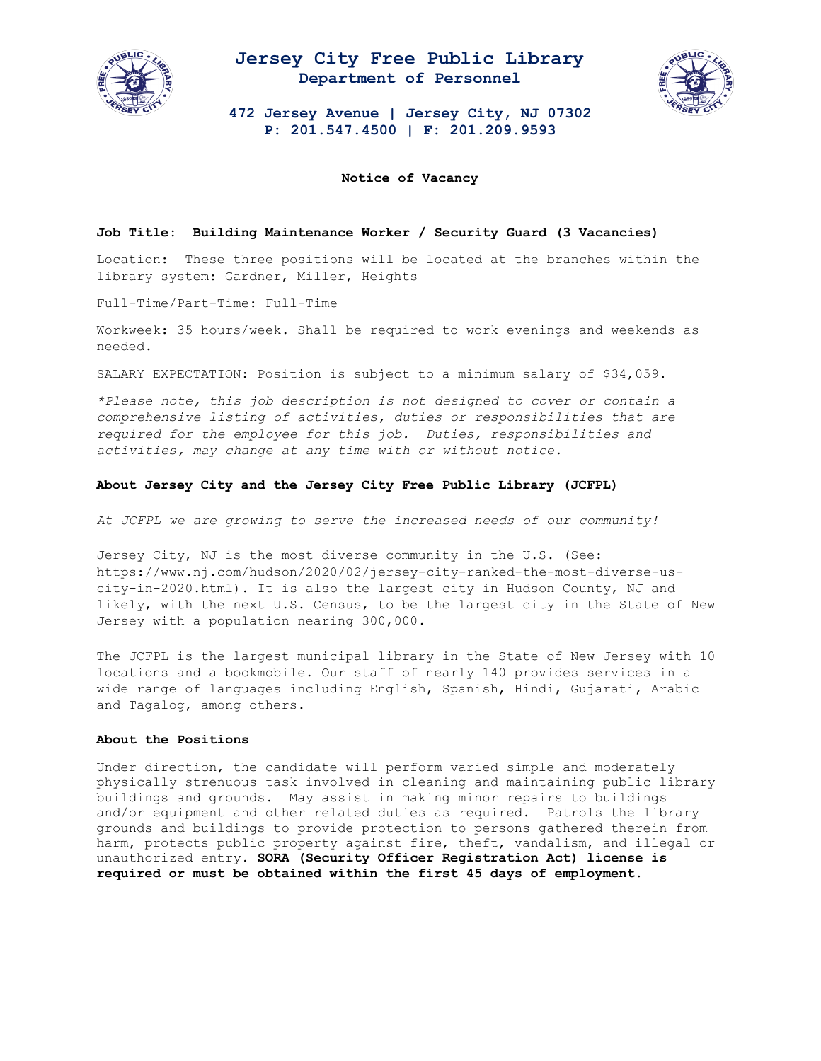# Jersey City Free Public Library
## Department of Personnel

**472 Jersey Avenue | Jersey City, NJ 07302**
**P: 201.547.4500 | F: 201.209.9593**

**Notice of Vacancy**

**Job Title: Building Maintenance Worker / Security Guard (3 Vacancies)**

Location: These three positions will be located at the branches within the library system: Gardner, Miller, Heights

Full-Time/Part-Time: Full-Time

Workweek: 35 hours/week. Shall be required to work evenings and weekends as needed.

SALARY EXPECTATION: Position is subject to a minimum salary of $34,059.

*\*Please note, this job description is not designed to cover or contain a comprehensive listing of activities, duties or responsibilities that are required for the employee for this job. Duties, responsibilities and activities, may change at any time with or without notice.*

### About Jersey City and the Jersey City Free Public Library (JCFPL)

*At JCFPL we are growing to serve the increased needs of our community!*

Jersey City, NJ is the most diverse community in the U.S. (See: https://www.nj.com/hudson/2020/02/jersey-city-ranked-the-most-diverse-us-city-in-2020.html). It is also the largest city in Hudson County, NJ and likely, with the next U.S. Census, to be the largest city in the State of New Jersey with a population nearing 300,000.

The JCFPL is the largest municipal library in the State of New Jersey with 10 locations and a bookmobile. Our staff of nearly 140 provides services in a wide range of languages including English, Spanish, Hindi, Gujarati, Arabic and Tagalog, among others.

### About the Positions

Under direction, the candidate will perform varied simple and moderately physically strenuous task involved in cleaning and maintaining public library buildings and grounds. May assist in making minor repairs to buildings and/or equipment and other related duties as required. Patrols the library grounds and buildings to provide protection to persons gathered therein from harm, protects public property against fire, theft, vandalism, and illegal or unauthorized entry. **SORA (Security Officer Registration Act) license is required or must be obtained within the first 45 days of employment.**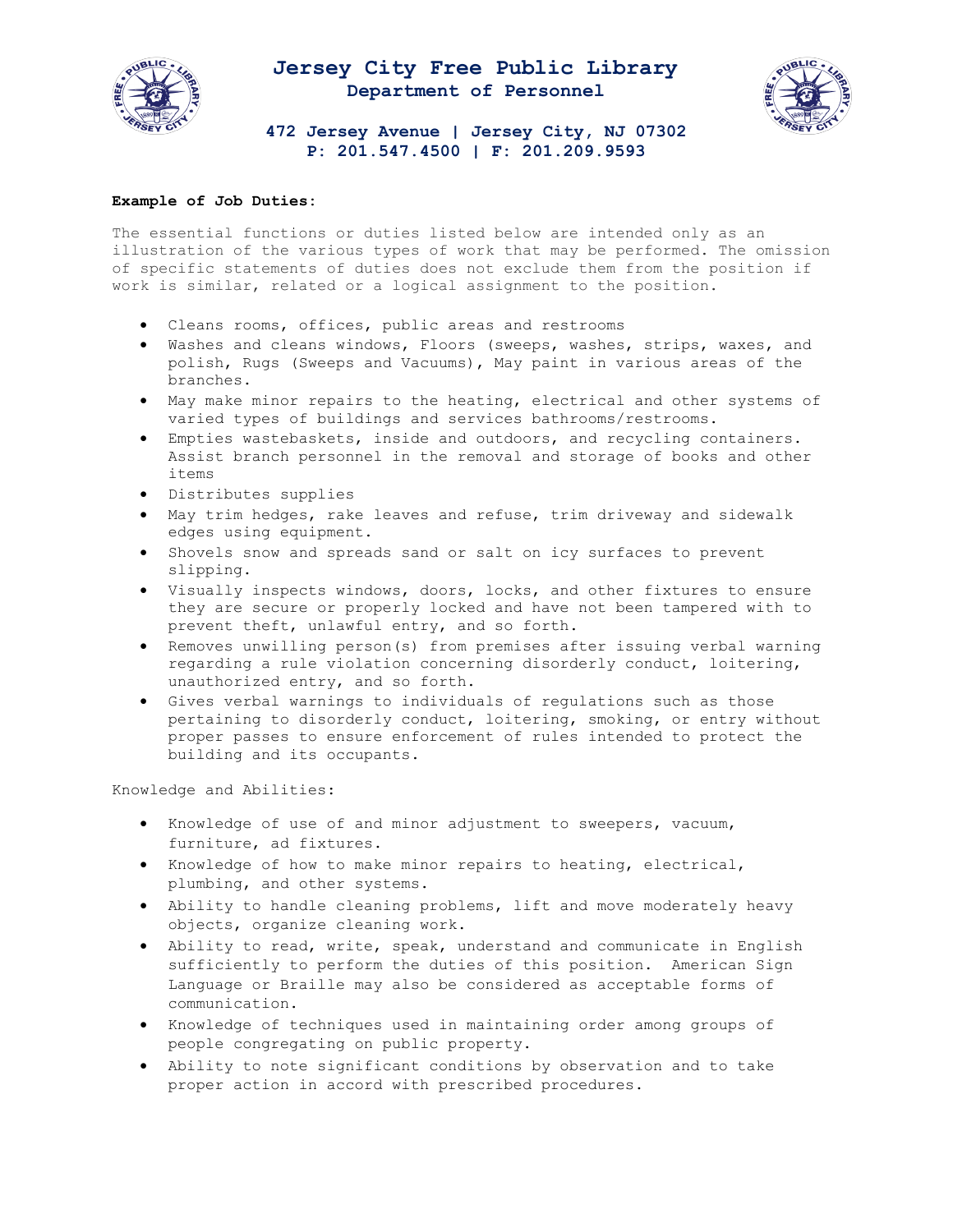# Jersey City Free Public Library
## Department of Personnel

**472 Jersey Avenue | Jersey City, NJ 07302**
**P: 201.547.4500 | F: 201.209.9593**

**Example of Job Duties:**

The essential functions or duties listed below are intended only as an illustration of the various types of work that may be performed. The omission of specific statements of duties does not exclude them from the position if work is similar, related or a logical assignment to the position.

- Cleans rooms, offices, public areas and restrooms
- Washes and cleans windows, Floors (sweeps, washes, strips, waxes, and polish, Rugs (Sweeps and Vacuums), May paint in various areas of the branches.
- May make minor repairs to the heating, electrical and other systems of varied types of buildings and services bathrooms/restrooms.
- Empties wastebaskets, inside and outdoors, and recycling containers. Assist branch personnel in the removal and storage of books and other items
- Distributes supplies
- May trim hedges, rake leaves and refuse, trim driveway and sidewalk edges using equipment.
- Shovels snow and spreads sand or salt on icy surfaces to prevent slipping.
- Visually inspects windows, doors, locks, and other fixtures to ensure they are secure or properly locked and have not been tampered with to prevent theft, unlawful entry, and so forth.
- Removes unwilling person(s) from premises after issuing verbal warning regarding a rule violation concerning disorderly conduct, loitering, unauthorized entry, and so forth.
- Gives verbal warnings to individuals of regulations such as those pertaining to disorderly conduct, loitering, smoking, or entry without proper passes to ensure enforcement of rules intended to protect the building and its occupants.

Knowledge and Abilities:

- Knowledge of use of and minor adjustment to sweepers, vacuum, furniture, ad fixtures.
- Knowledge of how to make minor repairs to heating, electrical, plumbing, and other systems.
- Ability to handle cleaning problems, lift and move moderately heavy objects, organize cleaning work.
- Ability to read, write, speak, understand and communicate in English sufficiently to perform the duties of this position. American Sign Language or Braille may also be considered as acceptable forms of communication.
- Knowledge of techniques used in maintaining order among groups of people congregating on public property.
- Ability to note significant conditions by observation and to take proper action in accord with prescribed procedures.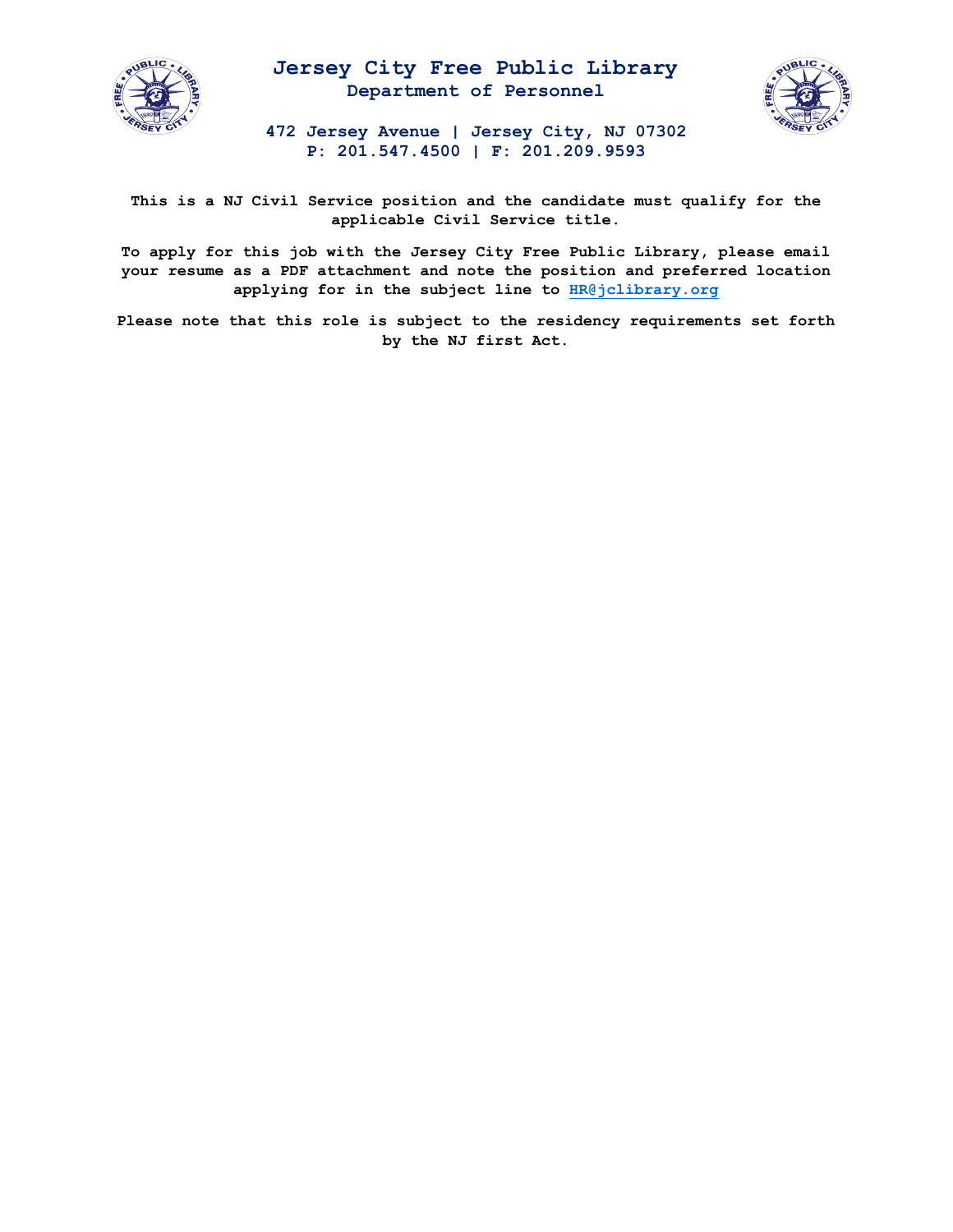# Jersey City Free Public Library

## Department of Personnel

**472 Jersey Avenue | Jersey City, NJ 07302**
**P: 201.547.4500 | F: 201.209.9593**

**This is a NJ Civil Service position and the candidate must qualify for the applicable Civil Service title.**

**To apply for this job with the Jersey City Free Public Library, please email your resume as a PDF attachment and note the position and preferred location applying for in the subject line to HR@jclibrary.org**

**Please note that this role is subject to the residency requirements set forth by the NJ first Act.**